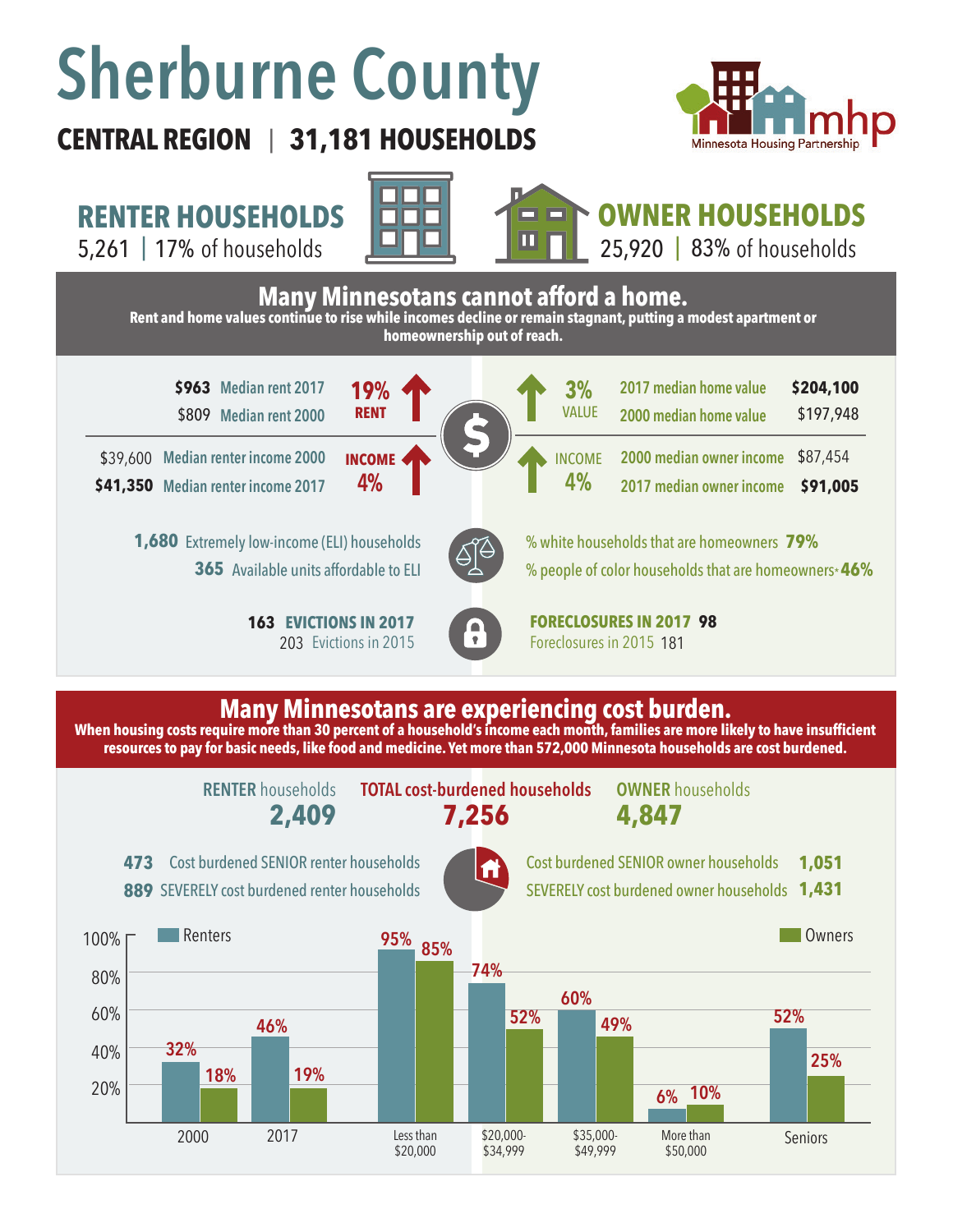# Sherburne County

**CENTRAL REGION | 31,181 HOUSEHOLDS**

Minnesota Housing Partnership

## RENTER HOUSEHOLDS

5,261 | 17% of households

## OWNER HOUSEHOLDS

25,920 | 83% of households

## Many Minnesotans cannot afford a home.

**Rent and home values continue to rise while incomes decline or remain stagnant, putting a modest apartment or homeownership out of reach.**

| Renters | | Owners | |
|---|---|---|---|
| **$963** Median rent 2017 | **19% RENT** ↑ | **3% VALUE** ↑ | 2017 median home value **$204,100** |
| $809 Median rent 2000 | | | 2000 median home value $197,948 |
| $39,600 Median renter income 2000 | **INCOME 4%** ↑ | **INCOME 4%** ↑ | 2000 median owner income $87,454 |
| **$41,350** Median renter income 2017 | | | 2017 median owner income **$91,005** |

**1,680** Extremely low-income (ELI) households

**365** Available units affordable to ELI

% white households that are homeowners **79%**

% people of color households that are homeowners* **46%**

**163 EVICTIONS IN 2017**

203 Evictions in 2015

**FORECLOSURES IN 2017 98**

Foreclosures in 2015 181

## Many Minnesotans are experiencing cost burden.

**When housing costs require more than 30 percent of a household's income each month, families are more likely to have insufficient resources to pay for basic needs, like food and medicine. Yet more than 572,000 Minnesota households are cost burdened.**

| RENTER households | TOTAL cost-burdened households | OWNER households |
|---|---|---|
| **2,409** | **7,256** | **4,847** |

**473** Cost burdened SENIOR renter households

**889** SEVERELY cost burdened renter households

Cost burdened SENIOR owner households **1,051**

SEVERELY cost burdened owner households **1,431**

| | Renters | Owners |
|---|---|---|
| 2000 | 32% | 18% |
| 2017 | 46% | 19% |
| Less than $20,000 | 95% | 85% |
| $20,000-$34,999 | 74% | 52% |
| $35,000-$49,999 | 60% | 49% |
| More than $50,000 | 6% | 10% |
| Seniors | 52% | 25% |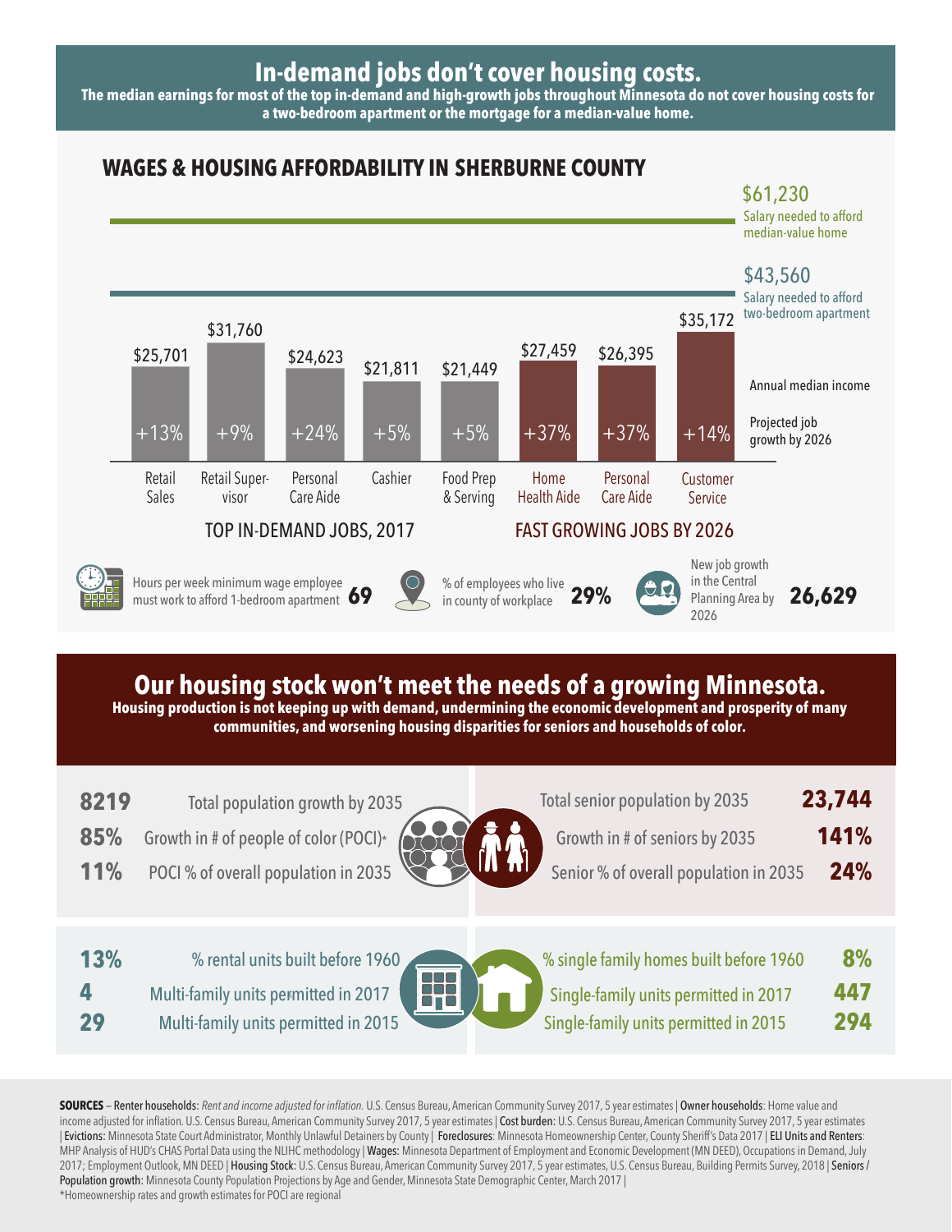# In-demand jobs don't cover housing costs.

**The median earnings for most of the top in-demand and high-growth jobs throughout Minnesota do not cover housing costs for a two-bedroom apartment or the mortgage for a median-value home.**

## WAGES & HOUSING AFFORDABILITY IN SHERBURNE COUNTY

$61,230
Salary needed to afford median-value home

$43,560
Salary needed to afford two-bedroom apartment

Annual median income

Projected job growth by 2026

Retail Sales: $25,701, +13%
Retail Supervisor: $31,760, +9%
Personal Care Aide: $24,623, +24%
Cashier: $21,811, +5%
Food Prep & Serving: $21,449, +5%
Home Health Aide: $27,459, +37%
Personal Care Aide: $26,395, +37%
Customer Service: $35,172, +14%

TOP IN-DEMAND JOBS, 2017

FAST GROWING JOBS BY 2026

Hours per week minimum wage employee must work to afford 1-bedroom apartment **69**

% of employees who live in county of workplace **29%**

New job growth in the Central Planning Area by 2026 **26,629**

# Our housing stock won't meet the needs of a growing Minnesota.

**Housing production is not keeping up with demand, undermining the economic development and prosperity of many communities, and worsening housing disparities for seniors and households of color.**

**8219** Total population growth by 2035

**85%** Growth in # of people of color (POCI)*

**11%** POCI % of overall population in 2035

Total senior population by 2035 **23,744**

Growth in # of seniors by 2035 **141%**

Senior % of overall population in 2035 **24%**

**13%** % rental units built before 1960

**4** Multi-family units permitted in 2017

**29** Multi-family units permitted in 2015

% single family homes built before 1960 **8%**

Single-family units permitted in 2017 **447**

Single-family units permitted in 2015 **294**

**SOURCES** – Renter households: *Rent and income adjusted for inflation.* U.S. Census Bureau, American Community Survey 2017, 5 year estimates | Owner households: Home value and income adjusted for inflation. U.S. Census Bureau, American Community Survey 2017, 5 year estimates | Cost burden: U.S. Census Bureau, American Community Survey 2017, 5 year estimates | Evictions: Minnesota State Court Administrator, Monthly Unlawful Detainers by County | Foreclosures: Minnesota Homeownership Center, County Sheriff's Data 2017 | ELI Units and Renters: MHP Analysis of HUD's CHAS Portal Data using the NLIHC methodology | Wages: Minnesota Department of Employment and Economic Development (MN DEED), Occupations in Demand, July 2017; Employment Outlook, MN DEED | Housing Stock: U.S. Census Bureau, American Community Survey 2017, 5 year estimates, U.S. Census Bureau, Building Permits Survey, 2018 | Seniors / Population growth: Minnesota County Population Projections by Age and Gender, Minnesota State Demographic Center, March 2017 |
*Homeownership rates and growth estimates for POCI are regional